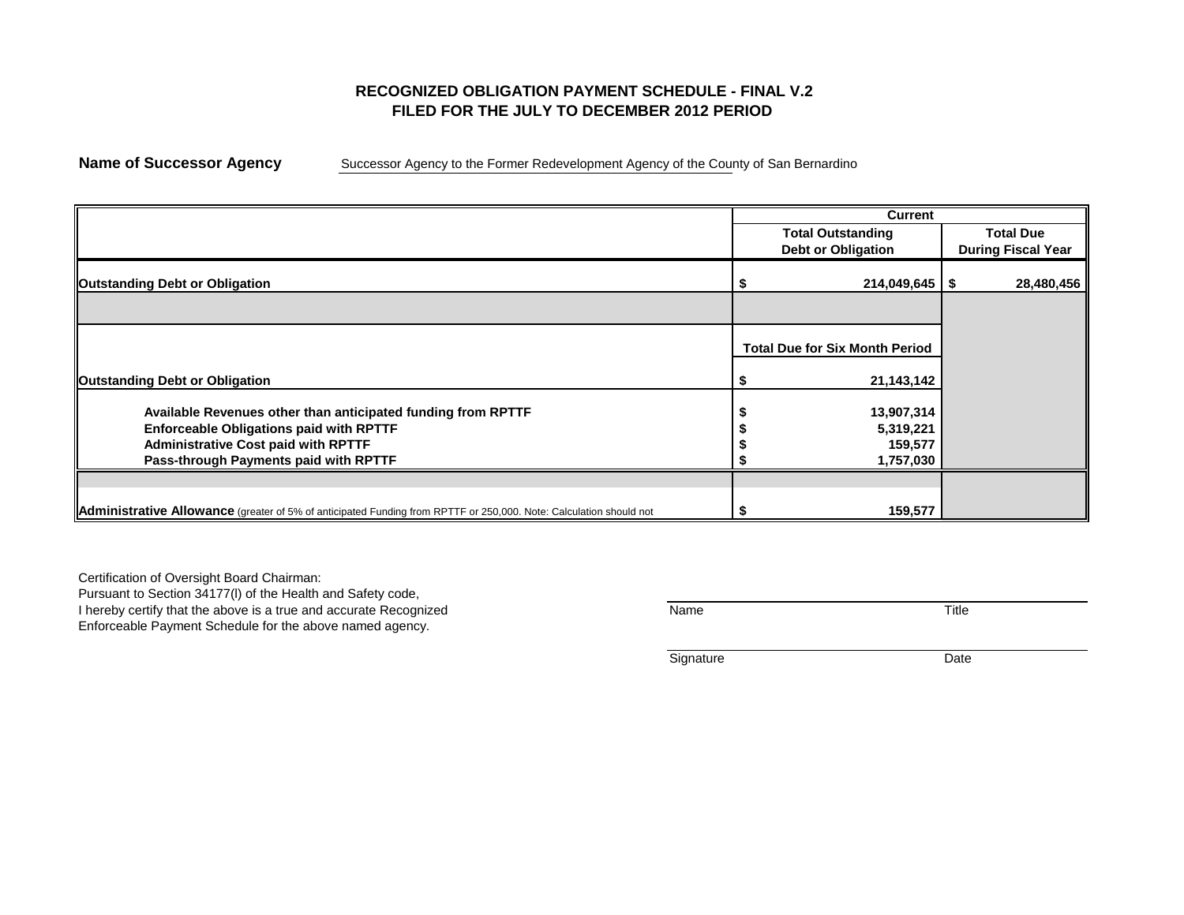# RECOGNIZED OBLIGATION PAYMENT SCHEDULE - FINAL V.2
## FILED FOR THE JULY TO DECEMBER 2012 PERIOD

**Name of Successor Agency** Successor Agency to the Former Redevelopment Agency of the County of San Bernardino

| | Current | |
|---|---|---|
| | **Total Outstanding Debt or Obligation** | **Total Due During Fiscal Year** |
| **Outstanding Debt or Obligation** | $ 214,049,645 | $ 28,480,456 |
| | | |
| | **Total Due for Six Month Period** | |
| **Outstanding Debt or Obligation** | $ 21,143,142 | |
| **Available Revenues other than anticipated funding from RPTTF** | $ 13,907,314 | |
| **Enforceable Obligations paid with RPTTF** | $ 5,319,221 | |
| **Administrative Cost paid with RPTTF** | $ 159,577 | |
| **Pass-through Payments paid with RPTTF** | $ 1,757,030 | |
| | | |
| **Administrative Allowance** (greater of 5% of anticipated Funding from RPTTF or 250,000. Note: Calculation should not | $ 159,577 | |

Certification of Oversight Board Chairman:
Pursuant to Section 34177(l) of the Health and Safety code,
I hereby certify that the above is a true and accurate Recognized
Enforceable Payment Schedule for the above named agency.

Name Title

Signature Date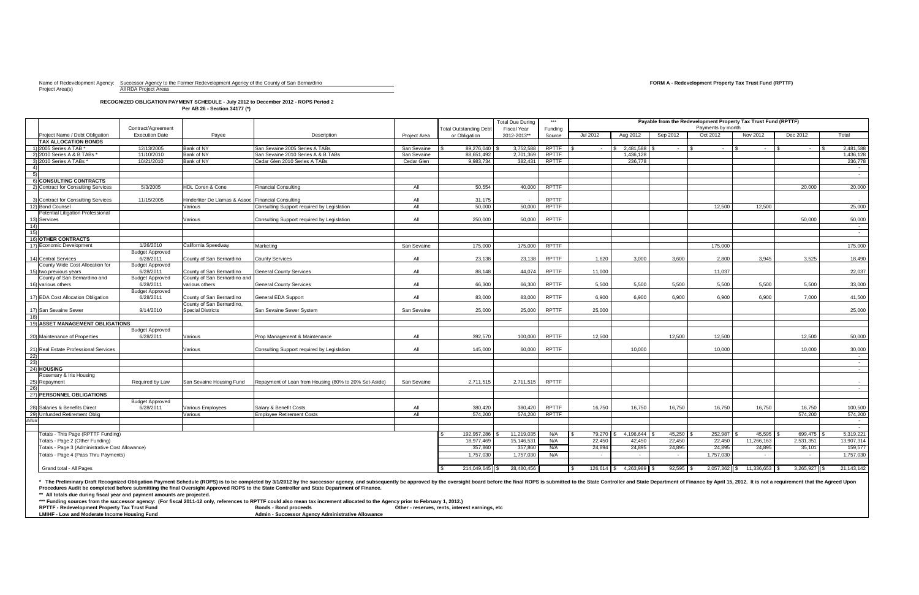Name of Redevelopment Agency: Successor Agency to the Former Redevelopment Agency of the County of San Bernardino
Project Area(s): All RDA Project Areas

**FORM A - Redevelopment Property Tax Trust Fund (RPTTF)**

**RECOGNIZED OBLIGATION PAYMENT SCHEDULE - July 2012 to December 2012 - ROPS Period 2**
**Per AB 26 - Section 34177 (*)**

| | Project Name / Debt Obligation | Contract/Agreement Execution Date | Payee | Description | Project Area | Total Outstanding Debt or Obligation | Total Due During Fiscal Year 2012-2013** | *** Funding Source | Payable from the Redevelopment Property Tax Trust Fund (RPTTF) Payments by month Jul 2012 | Aug 2012 | Sep 2012 | Oct 2012 | Nov 2012 | Dec 2012 | Total |
|---|---|---|---|---|---|---|---|---|---|---|---|---|---|---|---|
| | **TAX ALLOCATION BONDS** | | | | | | | | | | | | | | |
| 1) | 2005 Series A TAB * | 12/13/2005 | Bank of NY | San Sevaine 2005 Series A TABs | San Sevaine | $ 89,276,040 | $ 3,752,588 | RPTTF | $ - | $ 2,481,588 | $ - | $ - | $ - | $ - | $ 2,481,588 |
| 2) | 2010 Series A & B TABs * | 11/10/2010 | Bank of NY | San Sevaine 2010 Series A & B TABs | San Sevaine | 88,651,492 | 2,701,369 | RPTTF | | 1,436,128 | | | | | 1,436,128 |
| 3) | 2010 Series A TABs * | 10/21/2010 | Bank of NY | Cedar Glen 2010 Series A TABs | Cedar Glen | 9,983,734 | 382,431 | RPTTF | | 236,778 | | | | | 236,778 |
| 4) | | | | | | | | | | | | | | | - |
| 5) | | | | | | | | | | | | | | | - |
| 6) | **CONSULTING CONTRACTS** | | | | | | | | | | | | | | |
| 2) | Contract for Consulting Services | 5/3/2005 | HDL Coren & Cone | Financial Consulting | All | 50,554 | 40,000 | RPTTF | | | | | | 20,000 | 20,000 |
| 3) | Contract for Consulting Services | 11/15/2005 | Hinderliter De Llamas & Assoc | Financial Consulting | All | 31,175 | - | RPTTF | | | | | | | - |
| 12) | Bond Counsel | | Various | Consulting Support required by Legislation | All | 50,000 | 50,000 | RPTTF | | | | 12,500 | 12,500 | | 25,000 |
| 13) | Potential Litigation Professional Services | | Various | Consulting Support required by Legislation | All | 250,000 | 50,000 | RPTTF | | | | | | 50,000 | 50,000 |
| 14) | | | | | | | | | | | | | | | - |
| 15) | | | | | | | | | | | | | | | - |
| 16) | **OTHER CONTRACTS** | | | | | | | | | | | | | | |
| 17) | Economic Development | 1/26/2010 | California Speedway | Marketing | San Sevaine | 175,000 | 175,000 | RPTTF | | | | 175,000 | | | 175,000 |
| 14) | Central Services | Budget Approved 6/28/2011 | County of San Bernardino | County Services | All | 23,138 | 23,138 | RPTTF | 1,620 | 3,000 | 3,600 | 2,800 | 3,945 | 3,525 | 18,490 |
| 15) | County Wide Cost Allocation for two previous years | Budget Approved 6/28/2011 | County of San Bernardino | General County Services | All | 88,148 | 44,074 | RPTTF | 11,000 | | | 11,037 | | | 22,037 |
| 16) | County of San Bernardino and various others | Budget Approved 6/28/2011 | County of San Bernardino and various others | General County Services | All | 66,300 | 66,300 | RPTTF | 5,500 | 5,500 | 5,500 | 5,500 | 5,500 | 5,500 | 33,000 |
| 17) | EDA Cost Allocation Obligation | Budget Approved 6/28/2011 | County of San Bernardino | General EDA Support | All | 83,000 | 83,000 | RPTTF | 6,900 | 6,900 | 6,900 | 6,900 | 6,900 | 7,000 | 41,500 |
| 17) | San Sevaine Sewer | 9/14/2010 | County of San Bernardino, Special Districts | San Sevaine Sewer System | San Sevaine | 25,000 | 25,000 | RPTTF | 25,000 | | | | | | 25,000 |
| 18) | | | | | | | | | | | | | | | |
| 19) | **ASSET MANAGEMENT OBLIGATIONS** | | | | | | | | | | | | | | |
| 20) | Maintenance of Properties | Budget Approved 6/28/2011 | Various | Prop Management & Maintenance | All | 392,570 | 100,000 | RPTTF | 12,500 | | 12,500 | 12,500 | | 12,500 | 50,000 |
| 21) | Real Estate Professional Services | | Various | Consulting Support required by Legislation | All | 145,000 | 60,000 | RPTTF | | 10,000 | | 10,000 | | 10,000 | 30,000 |
| 22) | | | | | | | | | | | | | | | - |
| 23) | | | | | | | | | | | | | | | - |
| 24) | **HOUSING** | | | | | | | | | | | | | | - |
| 25) | Rosemary & Iris Housing Repayment | Required by Law | San Sevaine Housing Fund | Repayment of Loan from Housing (80% to 20% Set-Aside) | San Sevaine | 2,711,515 | 2,711,515 | RPTTF | | | | | | | - |
| 26) | | | | | | | | | | | | | | | - |
| 27) | **PERSONNEL OBLIGATIONS** | | | | | | | | | | | | | | |
| 28) | Salaries & Benefits Direct | Budget Approved 6/28/2011 | Various Employees | Salary & Benefit Costs | All | 380,420 | 380,420 | RPTTF | 16,750 | 16,750 | 16,750 | 16,750 | 16,750 | 16,750 | 100,500 |
| 29) | Unfunded Retirement Oblig | | Various | Employee Retirement Costs | All | 574,200 | 574,200 | RPTTF | | | | | | 574,200 | 574,200 |
| #### | | | | | | | | | | | | | | | - |
| | | | | | | | | | | | | | | | - |
| | Totals - This Page (RPTTF Funding) | | | | | $ 192,957,286 | $ 11,219,035 | N/A | $ 79,270 | $ 4,196,644 | $ 45,250 | $ 252,987 | $ 45,595 | $ 699,475 | $ 5,319,221 |
| | Totals - Page 2 (Other Funding) | | | | | 18,977,469 | 15,146,531 | N/A | 22,450 | 42,450 | 22,450 | 22,450 | 11,266,163 | 2,531,351 | 13,907,314 |
| | Totals - Page 3 (Administrative Cost Allowance) | | | | | 357,860 | 357,860 | N/A | 24,894 | 24,895 | 24,895 | 24,895 | 24,895 | 35,101 | 159,577 |
| | Totals - Page 4 (Pass Thru Payments) | | | | | 1,757,030 | 1,757,030 | N/A | - | - | - | 1,757,030 | - | - | 1,757,030 |
| | Grand total - All Pages | | | | | $ 214,049,645 | $ 28,480,456 | | $ 126,614 | $ 4,263,989 | $ 92,595 | $ 2,057,362 | $ 11,336,653 | $ 3,265,927 | $ 21,143,142 |

\* The Preliminary Draft Recognized Obligation Payment Schedule (ROPS) is to be completed by 3/1/2012 by the successor agency, and subsequently be approved by the oversight board before the final ROPS is submitted to the State Controller and State Department of Finance by April 15, 2012. It is not a requirement that the Agreed Upon Procedures Audit be completed before submitting the final Oversight Approved ROPS to the State Controller and State Department of Finance.

\** All totals due during fiscal year and payment amounts are projected.

\*** Funding sources from the successor agency: (For fiscal 2011-12 only, references to RPTTF could also mean tax increment allocated to the Agency prior to February 1, 2012.)

**RPTTF - Redevelopment Property Tax Trust Fund** | **Bonds - Bond proceeds** | **Other - reserves, rents, interest earnings, etc**

**LMIHF - Low and Moderate Income Housing Fund** | **Admin - Successor Agency Administrative Allowance**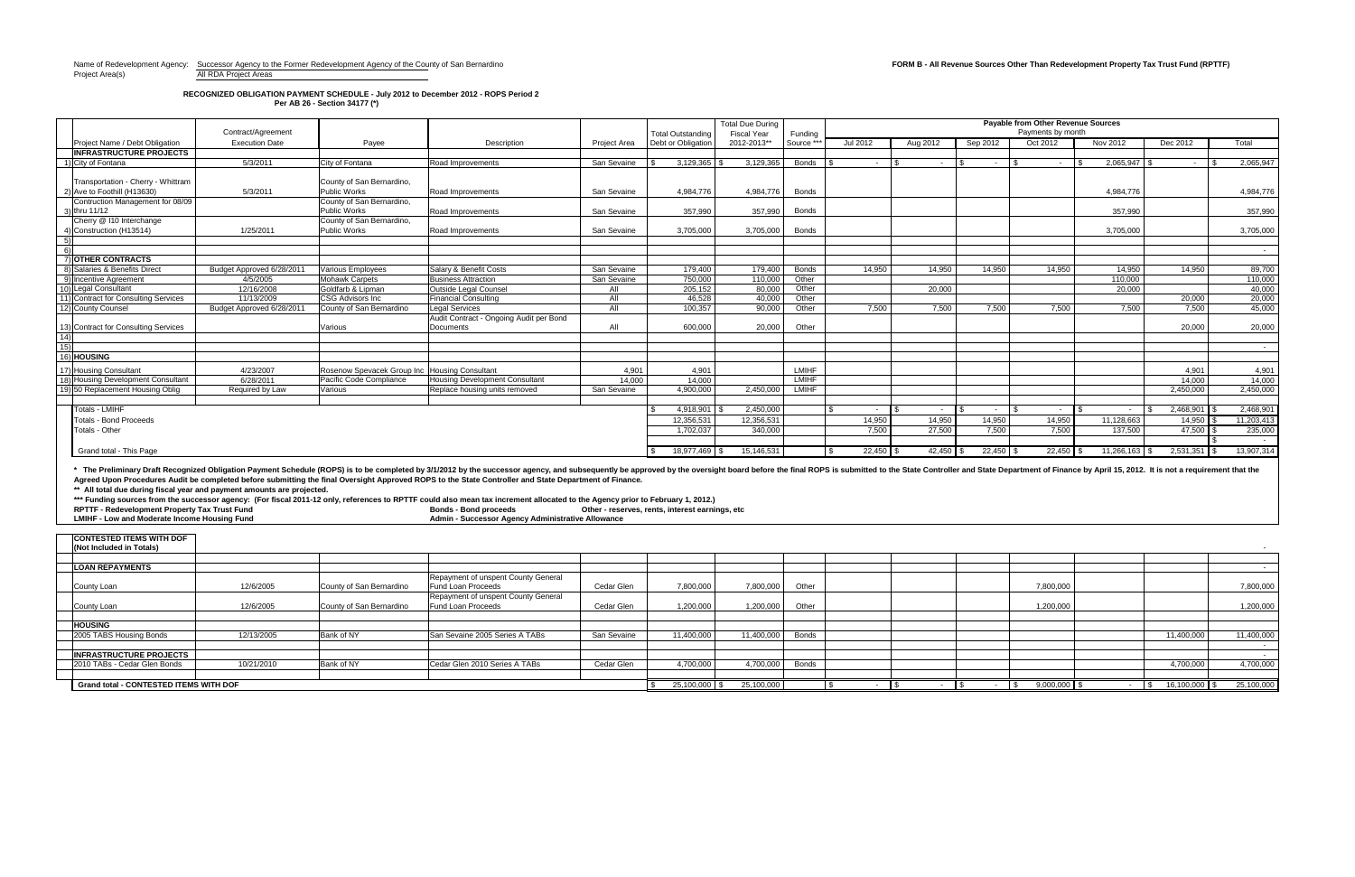Name of Redevelopment Agency: Successor Agency to the Former Redevelopment Agency of the County of San Bernardino
Project Area(s) All RDA Project Areas

**FORM B - All Revenue Sources Other Than Redevelopment Property Tax Trust Fund (RPTTF)**

**RECOGNIZED OBLIGATION PAYMENT SCHEDULE - July 2012 to December 2012 - ROPS Period 2**
**Per AB 26 - Section 34177 (*)**

| | Project Name / Debt Obligation | Contract/Agreement Execution Date | Payee | Description | Project Area | Total Outstanding Debt or Obligation | Total Due During Fiscal Year 2012-2013** | Funding Source *** | Payable from Other Revenue Sources Payments by month Jul 2012 | Aug 2012 | Sep 2012 | Oct 2012 | Nov 2012 | Dec 2012 | Total |
|---|---|---|---|---|---|---|---|---|---|---|---|---|---|---|---|
| | **INFRASTRUCTURE PROJECTS** | | | | | | | | | | | | | | |
| 1) | City of Fontana | 5/3/2011 | City of Fontana | Road Improvements | San Sevaine | $ 3,129,365 | $ 3,129,365 | Bonds | $ - | $ - | $ - | $ - | $ 2,065,947 | $ - | $ 2,065,947 |
| 2) | Transportation - Cherry - Whittram Ave to Foothill (H13630) | 5/3/2011 | County of San Bernardino, Public Works | Road Improvements | San Sevaine | 4,984,776 | 4,984,776 | Bonds | | | | | 4,984,776 | | 4,984,776 |
| 3) | Contruction Management for 08/09 thru 11/12 | | County of San Bernardino, Public Works | Road Improvements | San Sevaine | 357,990 | 357,990 | Bonds | | | | | 357,990 | | 357,990 |
| 4) | Cherry @ I10 Interchange Construction (H13514) | 1/25/2011 | County of San Bernardino, Public Works | Road Improvements | San Sevaine | 3,705,000 | 3,705,000 | Bonds | | | | | 3,705,000 | | 3,705,000 |
| 5) | | | | | | | | | | | | | | | |
| 6) | | | | | | | | | | | | | | | - |
| 7) | **OTHER CONTRACTS** | | | | | | | | | | | | | | |
| 8) | Salaries & Benefits Direct | Budget Approved 6/28/2011 | Various Employees | Salary & Benefit Costs | San Sevaine | 179,400 | 179,400 | Bonds | 14,950 | 14,950 | 14,950 | 14,950 | 14,950 | 14,950 | 89,700 |
| 9) | Incentive Agreement | 4/5/2005 | Mohawk Carpets | Business Attraction | San Sevaine | 750,000 | 110,000 | Other | | | | | 110,000 | | 110,000 |
| 10) | Legal Consultant | 12/16/2008 | Goldfarb & Lipman | Outside Legal Counsel | All | 205,152 | 80,000 | Other | | 20,000 | | | 20,000 | | 40,000 |
| 11) | Contract for Consulting Services | 11/13/2009 | CSG Advisors Inc | Financial Consulting | All | 46,528 | 40,000 | Other | | | | | | 20,000 | 20,000 |
| 12) | County Counsel | Budget Approved 6/28/2011 | County of San Bernardino | Legal Services | All | 100,357 | 90,000 | Other | 7,500 | 7,500 | 7,500 | 7,500 | 7,500 | 7,500 | 45,000 |
| 13) | Contract for Consulting Services | | Various | Audit Contract - Ongoing Audit per Bond Documents | All | 600,000 | 20,000 | Other | | | | | | 20,000 | 20,000 |
| 14) | | | | | | | | | | | | | | | |
| 15) | | | | | | | | | | | | | | | - |
| 16) | **HOUSING** | | | | | | | | | | | | | | |
| 17) | Housing Consultant | 4/23/2007 | Rosenow Spevacek Group Inc | Housing Consultant | 4,901 | 4,901 | | LMIHF | | | | | | 4,901 | 4,901 |
| 18) | Housing Development Consultant | 6/28/2011 | Pacific Code Compliance | Housing Development Consultant | 14,000 | 14,000 | | LMIHF | | | | | | 14,000 | 14,000 |
| 19) | 50 Replacement Housing Oblig | Required by Law | Various | Replace housing units removed | San Sevaine | 4,900,000 | 2,450,000 | LMIHF | | | | | | 2,450,000 | 2,450,000 |
| | Totals - LMIHF | | | | | $ 4,918,901 | $ 2,450,000 | | $ - | $ - | $ - | $ - | $ - | $ 2,468,901 | $ 2,468,901 |
| | Totals - Bond Proceeds | | | | | 12,356,531 | 12,356,531 | | 14,950 | 14,950 | 14,950 | 14,950 | 11,128,663 | 14,950 | $ 11,203,413 |
| | Totals - Other | | | | | 1,702,037 | 340,000 | | 7,500 | 27,500 | 7,500 | 7,500 | 137,500 | 47,500 | $ 235,000 |
| | | | | | | | | | | | | | | | $ - |
| | Grand total - This Page | | | | | $ 18,977,469 | $ 15,146,531 | | $ 22,450 | $ 42,450 | $ 22,450 | $ 22,450 | $ 11,266,163 | $ 2,531,351 | $ 13,907,314 |

**\* The Preliminary Draft Recognized Obligation Payment Schedule (ROPS) is to be completed by 3/1/2012 by the successor agency, and subsequently be approved by the oversight board before the final ROPS is submitted to the State Controller and State Department of Finance by April 15, 2012. It is not a requirement that the Agreed Upon Procedures Audit be completed before submitting the final Oversight Approved ROPS to the State Controller and State Department of Finance.**
**\*\* All total due during fiscal year and payment amounts are projected.**
**\*\*\* Funding sources from the successor agency: (For fiscal 2011-12 only, references to RPTTF could also mean tax increment allocated to the Agency prior to February 1, 2012.)**
**RPTTF - Redevelopment Property Tax Trust Fund** | **Bonds - Bond proceeds** | **Other - reserves, rents, interest earnings, etc**
**LMIHF - Low and Moderate Income Housing Fund** | **Admin - Successor Agency Administrative Allowance**

| Project Name / Debt Obligation | Contract/Agreement Execution Date | Payee | Description | Project Area | Total Outstanding Debt or Obligation | Total Due During Fiscal Year 2012-2013** | Funding Source *** | Jul 2012 | Aug 2012 | Sep 2012 | Oct 2012 | Nov 2012 | Dec 2012 | Total |
|---|---|---|---|---|---|---|---|---|---|---|---|---|---|---|
| **CONTESTED ITEMS WITH DOF (Not Included in Totals)** | | | | | | | | | | | | | | - |
| | | | | | | | | | | | | | | |
| **LOAN REPAYMENTS** | | | | | | | | | | | | | | - |
| County Loan | 12/6/2005 | County of San Bernardino | Repayment of unspent County General Fund Loan Proceeds | Cedar Glen | 7,800,000 | 7,800,000 | Other | | | | 7,800,000 | | | 7,800,000 |
| County Loan | 12/6/2005 | County of San Bernardino | Repayment of unspent County General Fund Loan Proceeds | Cedar Glen | 1,200,000 | 1,200,000 | Other | | | | 1,200,000 | | | 1,200,000 |
| | | | | | | | | | | | | | | |
| **HOUSING** | | | | | | | | | | | | | | |
| 2005 TABS Housing Bonds | 12/13/2005 | Bank of NY | San Sevaine 2005 Series A TABs | San Sevaine | 11,400,000 | 11,400,000 | Bonds | | | | | | 11,400,000 | 11,400,000 |
| | | | | | | | | | | | | | | - |
| **INFRASTRUCTURE PROJECTS** | | | | | | | | | | | | | | - |
| 2010 TABs - Cedar Glen Bonds | 10/21/2010 | Bank of NY | Cedar Glen 2010 Series A TABs | Cedar Glen | 4,700,000 | 4,700,000 | Bonds | | | | | | 4,700,000 | 4,700,000 |
| | | | | | | | | | | | | | | |
| **Grand total - CONTESTED ITEMS WITH DOF** | | | | | $ 25,100,000 | $ 25,100,000 | | $ - | $ - | $ - | $ 9,000,000 | $ - | $ 16,100,000 | $ 25,100,000 |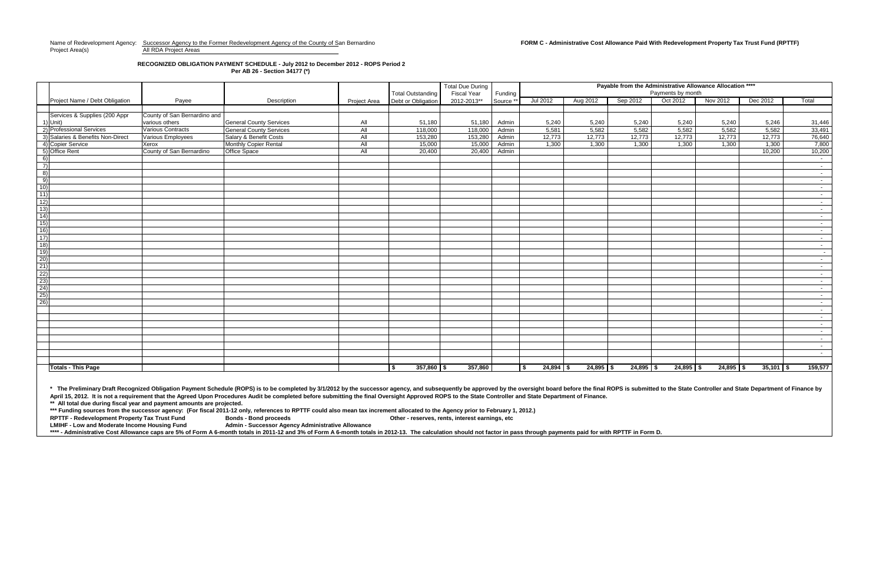Name of Redevelopment Agency: Successor Agency to the Former Redevelopment Agency of the County of San Bernardino

Project Area(s) All RDA Project Areas

**FORM C - Administrative Cost Allowance Paid With Redevelopment Property Tax Trust Fund (RPTTF)**

**RECOGNIZED OBLIGATION PAYMENT SCHEDULE - July 2012 to December 2012 - ROPS Period 2**
**Per AB 26 - Section 34177 (*)**

| | Project Name / Debt Obligation | Payee | Description | Project Area | Total Outstanding Debt or Obligation | Total Due During Fiscal Year 2012-2013** | Funding Source *** | Payable from the Administrative Allowance Allocation **** Payments by month | | | | | | |
|---|---|---|---|---|---|---|---|---|---|---|---|---|---|---|
| | | | | | | | | Jul 2012 | Aug 2012 | Sep 2012 | Oct 2012 | Nov 2012 | Dec 2012 | Total |
| 1) | Services & Supplies (200 Appr Unit) | County of San Bernardino and various others | General County Services | All | 51,180 | 51,180 | Admin | 5,240 | 5,240 | 5,240 | 5,240 | 5,240 | 5,246 | 31,446 |
| 2) | Professional Services | Various Contracts | General County Services | All | 118,000 | 118,000 | Admin | 5,581 | 5,582 | 5,582 | 5,582 | 5,582 | 5,582 | 33,491 |
| 3) | Salaries & Benefits Non-Direct | Various Employees | Salary & Benefit Costs | All | 153,280 | 153,280 | Admin | 12,773 | 12,773 | 12,773 | 12,773 | 12,773 | 12,773 | 76,640 |
| 4) | Copier Service | Xerox | Monthly Copier Rental | All | 15,000 | 15,000 | Admin | 1,300 | 1,300 | 1,300 | 1,300 | 1,300 | 1,300 | 7,800 |
| 5) | Office Rent | County of San Bernardino | Office Space | All | 20,400 | 20,400 | Admin | | | | | | 10,200 | 10,200 |
| 6) | | | | | | | | | | | | | | - |
| 7) | | | | | | | | | | | | | | - |
| 8) | | | | | | | | | | | | | | - |
| 9) | | | | | | | | | | | | | | - |
| 10) | | | | | | | | | | | | | | - |
| 11) | | | | | | | | | | | | | | - |
| 12) | | | | | | | | | | | | | | - |
| 13) | | | | | | | | | | | | | | - |
| 14) | | | | | | | | | | | | | | - |
| 15) | | | | | | | | | | | | | | - |
| 16) | | | | | | | | | | | | | | - |
| 17) | | | | | | | | | | | | | | - |
| 18) | | | | | | | | | | | | | | - |
| 19) | | | | | | | | | | | | | | - |
| 20) | | | | | | | | | | | | | | - |
| 21) | | | | | | | | | | | | | | - |
| 22) | | | | | | | | | | | | | | - |
| 23) | | | | | | | | | | | | | | - |
| 24) | | | | | | | | | | | | | | - |
| 25) | | | | | | | | | | | | | | - |
| 26) | | | | | | | | | | | | | | - |
| | | | | | | | | | | | | | | - |
| | | | | | | | | | | | | | | - |
| | | | | | | | | | | | | | | - |
| | | | | | | | | | | | | | | - |
| | | | | | | | | | | | | | | - |
| | | | | | | | | | | | | | | - |
| | | | | | | | | | | | | | | - |
| | **Totals - This Page** | | | | $ 357,860 | $ 357,860 | | $ 24,894 | $ 24,895 | $ 24,895 | $ 24,895 | $ 24,895 | $ 35,101 | $ 159,577 |

**\* The Preliminary Draft Recognized Obligation Payment Schedule (ROPS) is to be completed by 3/1/2012 by the successor agency, and subsequently be approved by the oversight board before the final ROPS is submitted to the State Controller and State Department of Finance by April 15, 2012. It is not a requirement that the Agreed Upon Procedures Audit be completed before submitting the final Oversight Approved ROPS to the State Controller and State Department of Finance.**

**\*\* All total due during fiscal year and payment amounts are projected.**

**\*\*\* Funding sources from the successor agency: (For fiscal 2011-12 only, references to RPTTF could also mean tax increment allocated to the Agency prior to February 1, 2012.)**

**RPTTF - Redevelopment Property Tax Trust Fund** **Bonds - Bond proceeds** **Other - reserves, rents, interest earnings, etc**

**LMIHF - Low and Moderate Income Housing Fund** **Admin - Successor Agency Administrative Allowance**

**\*\*\*\* - Administrative Cost Allowance caps are 5% of Form A 6-month totals in 2011-12 and 3% of Form A 6-month totals in 2012-13. The calculation should not factor in pass through payments paid for with RPTTF in Form D.**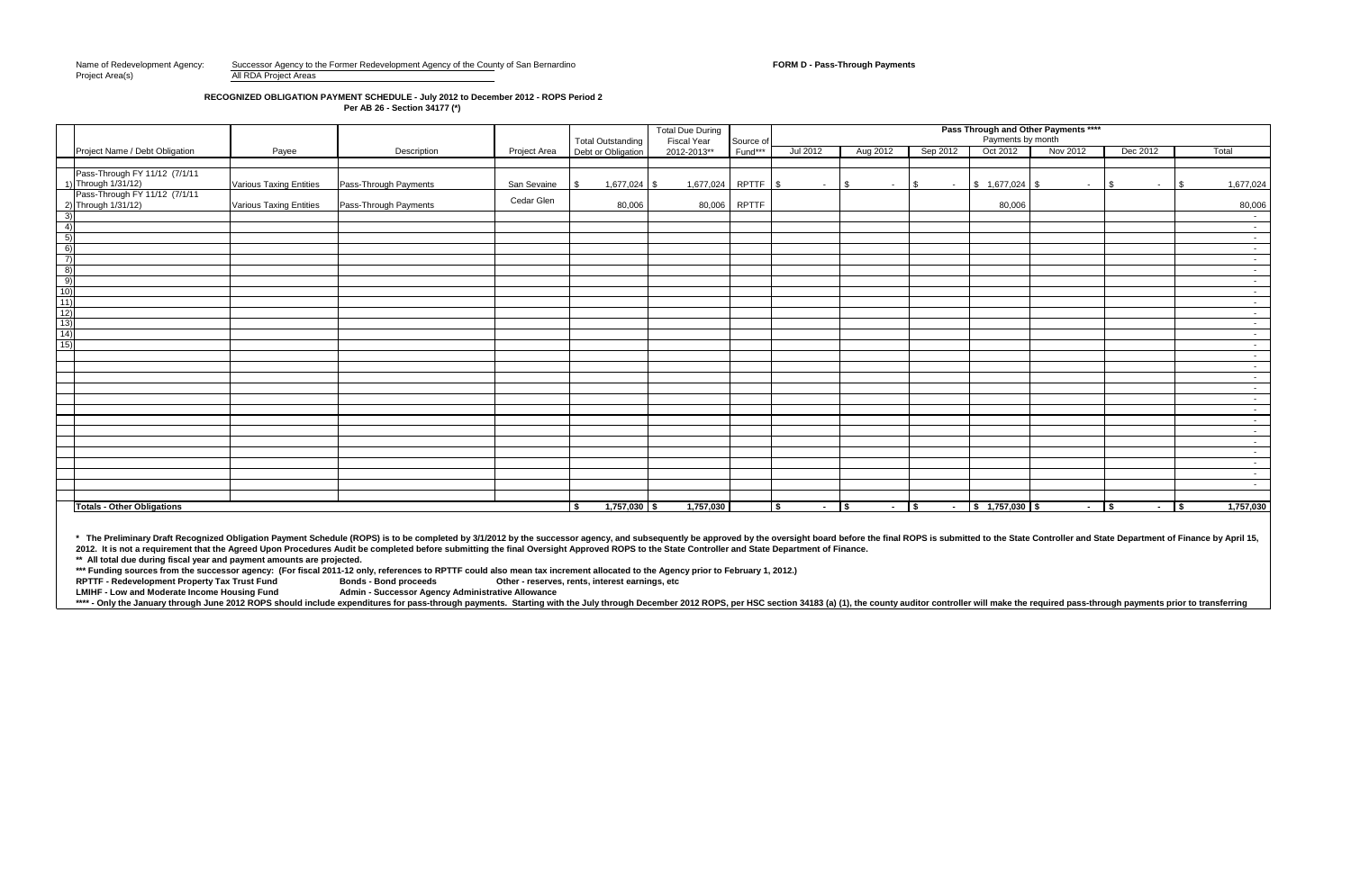Name of Redevelopment Agency: Successor Agency to the Former Redevelopment Agency of the County of San Bernardino

Project Area(s): All RDA Project Areas

**FORM D - Pass-Through Payments**

**RECOGNIZED OBLIGATION PAYMENT SCHEDULE - July 2012 to December 2012 - ROPS Period 2**
**Per AB 26 - Section 34177 (*)**

| | Project Name / Debt Obligation | Payee | Description | Project Area | Total Outstanding Debt or Obligation | Total Due During Fiscal Year 2012-2013** | Source of Fund*** | Pass Through and Other Payments **** Payments by month Jul 2012 | Aug 2012 | Sep 2012 | Oct 2012 | Nov 2012 | Dec 2012 | Total |
|---|---|---|---|---|---|---|---|---|---|---|---|---|---|---|
| 1) | Pass-Through FY 11/12 (7/1/11 Through 1/31/12) | Various Taxing Entities | Pass-Through Payments | San Sevaine | $ 1,677,024 | $ 1,677,024 | RPTTF | $ - | $ - | $ - | $ 1,677,024 | $ - | $ - | $ 1,677,024 |
| 2) | Pass-Through FY 11/12 (7/1/11 Through 1/31/12) | Various Taxing Entities | Pass-Through Payments | Cedar Glen | 80,006 | 80,006 | RPTTF | | | | 80,006 | | | 80,006 |
| 3) | | | | | | | | | | | | | | - |
| 4) | | | | | | | | | | | | | | - |
| 5) | | | | | | | | | | | | | | - |
| 6) | | | | | | | | | | | | | | - |
| 7) | | | | | | | | | | | | | | - |
| 8) | | | | | | | | | | | | | | - |
| 9) | | | | | | | | | | | | | | - |
| 10) | | | | | | | | | | | | | | - |
| 11) | | | | | | | | | | | | | | - |
| 12) | | | | | | | | | | | | | | - |
| 13) | | | | | | | | | | | | | | - |
| 14) | | | | | | | | | | | | | | - |
| 15) | | | | | | | | | | | | | | - |
| | | | | | | | | | | | | | | - |
| | | | | | | | | | | | | | | - |
| | | | | | | | | | | | | | | - |
| | | | | | | | | | | | | | | - |
| | | | | | | | | | | | | | | - |
| | | | | | | | | | | | | | | - |
| | | | | | | | | | | | | | | - |
| | | | | | | | | | | | | | | - |
| | | | | | | | | | | | | | | - |
| | | | | | | | | | | | | | | - |
| | | | | | | | | | | | | | | - |
| | | | | | | | | | | | | | | - |
| | | | | | | | | | | | | | | - |
| | **Totals - Other Obligations** | | | | $ 1,757,030 | $ 1,757,030 | | $ - | $ - | $ - | $ 1,757,030 | $ - | $ - | $ 1,757,030 |

**\* The Preliminary Draft Recognized Obligation Payment Schedule (ROPS) is to be completed by 3/1/2012 by the successor agency, and subsequently be approved by the oversight board before the final ROPS is submitted to the State Controller and State Department of Finance by April 15, 2012. It is not a requirement that the Agreed Upon Procedures Audit be completed before submitting the final Oversight Approved ROPS to the State Controller and State Department of Finance.**

**\*\* All total due during fiscal year and payment amounts are projected.**

**\*\*\* Funding sources from the successor agency: (For fiscal 2011-12 only, references to RPTTF could also mean tax increment allocated to the Agency prior to February 1, 2012.)**

**RPTTF - Redevelopment Property Tax Trust Fund** **Bonds - Bond proceeds** **Other - reserves, rents, interest earnings, etc**

**LMIHF - Low and Moderate Income Housing Fund** **Admin - Successor Agency Administrative Allowance**

**\*\*\*\* - Only the January through June 2012 ROPS should include expenditures for pass-through payments. Starting with the July through December 2012 ROPS, per HSC section 34183 (a) (1), the county auditor controller will make the required pass-through payments prior to transferring**